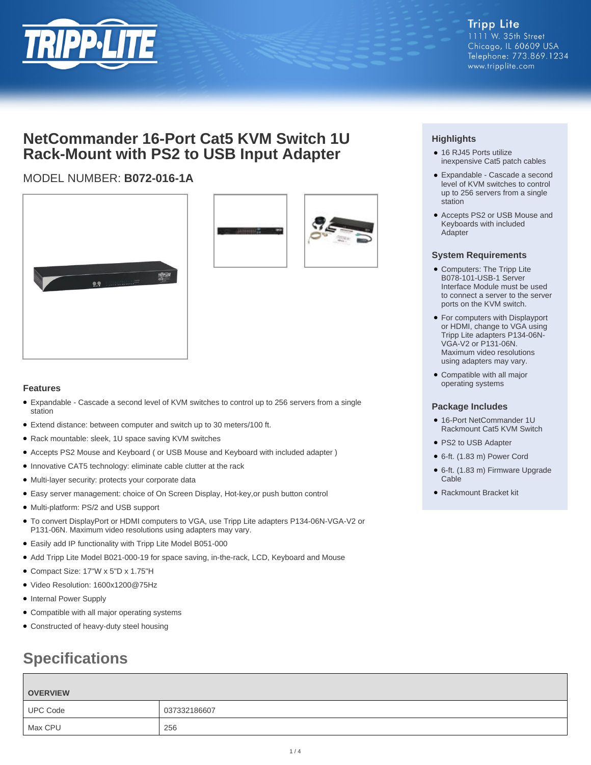Tripp Lite
1111 W. 35th Street
Chicago, IL 60609 USA
Telephone: 773.869.1234
www.tripplite.com

# NetCommander 16-Port Cat5 KVM Switch 1U Rack-Mount with PS2 to USB Input Adapter

MODEL NUMBER: **B072-016-1A**

## Highlights

- 16 RJ45 Ports utilize inexpensive Cat5 patch cables
- Expandable - Cascade a second level of KVM switches to control up to 256 servers from a single station
- Accepts PS2 or USB Mouse and Keyboards with included Adapter

## System Requirements

- Computers: The Tripp Lite B078-101-USB-1 Server Interface Module must be used to connect a server to the server ports on the KVM switch.
- For computers with Displayport or HDMI, change to VGA using Tripp Lite adapters P134-06N-VGA-V2 or P131-06N. Maximum video resolutions using adapters may vary.
- Compatible with all major operating systems

## Package Includes

- 16-Port NetCommander 1U Rackmount Cat5 KVM Switch
- PS2 to USB Adapter
- 6-ft. (1.83 m) Power Cord
- 6-ft. (1.83 m) Firmware Upgrade Cable
- Rackmount Bracket kit

## Features

- Expandable - Cascade a second level of KVM switches to control up to 256 servers from a single station
- Extend distance: between computer and switch up to 30 meters/100 ft.
- Rack mountable: sleek, 1U space saving KVM switches
- Accepts PS2 Mouse and Keyboard ( or USB Mouse and Keyboard with included adapter )
- Innovative CAT5 technology: eliminate cable clutter at the rack
- Multi-layer security: protects your corporate data
- Easy server management: choice of On Screen Display, Hot-key,or push button control
- Multi-platform: PS/2 and USB support
- To convert DisplayPort or HDMI computers to VGA, use Tripp Lite adapters P134-06N-VGA-V2 or P131-06N. Maximum video resolutions using adapters may vary.
- Easily add IP functionality with Tripp Lite Model B051-000
- Add Tripp Lite Model B021-000-19 for space saving, in-the-rack, LCD, Keyboard and Mouse
- Compact Size: 17"W x 5"D x 1.75"H
- Video Resolution: 1600x1200@75Hz
- Internal Power Supply
- Compatible with all major operating systems
- Constructed of heavy-duty steel housing

# Specifications

| OVERVIEW | |
|---|---|
| UPC Code | 037332186607 |
| Max CPU | 256 |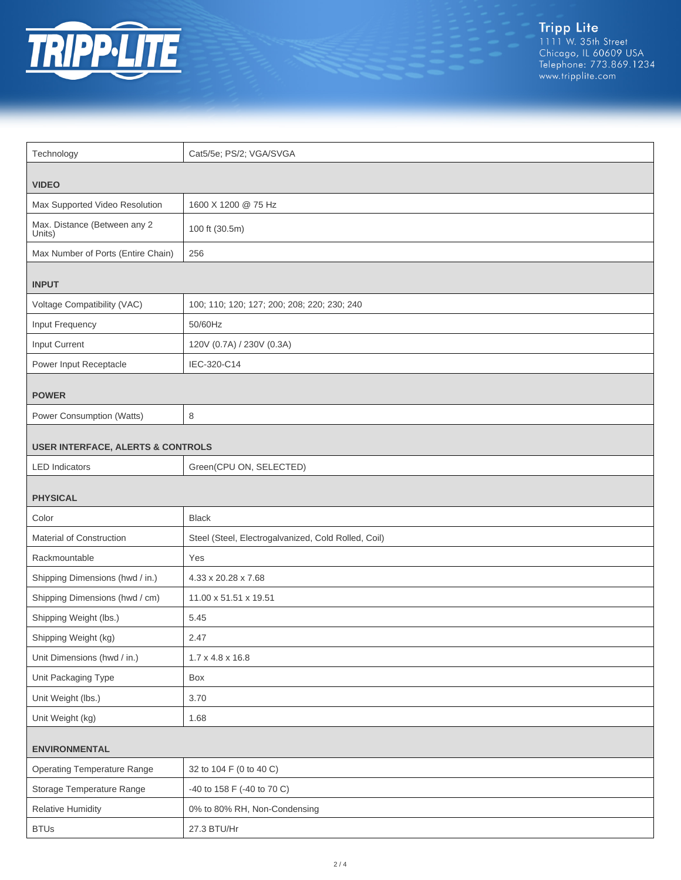| | |
|---|---|
| Technology | Cat5/5e; PS/2; VGA/SVGA |
| **VIDEO** | |
| Max Supported Video Resolution | 1600 X 1200 @ 75 Hz |
| Max. Distance (Between any 2 Units) | 100 ft (30.5m) |
| Max Number of Ports (Entire Chain) | 256 |
| **INPUT** | |
| Voltage Compatibility (VAC) | 100; 110; 120; 127; 200; 208; 220; 230; 240 |
| Input Frequency | 50/60Hz |
| Input Current | 120V (0.7A) / 230V (0.3A) |
| Power Input Receptacle | IEC-320-C14 |
| **POWER** | |
| Power Consumption (Watts) | 8 |
| **USER INTERFACE, ALERTS & CONTROLS** | |
| LED Indicators | Green(CPU ON, SELECTED) |
| **PHYSICAL** | |
| Color | Black |
| Material of Construction | Steel (Steel, Electrogalvanized, Cold Rolled, Coil) |
| Rackmountable | Yes |
| Shipping Dimensions (hwd / in.) | 4.33 x 20.28 x 7.68 |
| Shipping Dimensions (hwd / cm) | 11.00 x 51.51 x 19.51 |
| Shipping Weight (lbs.) | 5.45 |
| Shipping Weight (kg) | 2.47 |
| Unit Dimensions (hwd / in.) | 1.7 x 4.8 x 16.8 |
| Unit Packaging Type | Box |
| Unit Weight (lbs.) | 3.70 |
| Unit Weight (kg) | 1.68 |
| **ENVIRONMENTAL** | |
| Operating Temperature Range | 32 to 104 F (0 to 40 C) |
| Storage Temperature Range | -40 to 158 F (-40 to 70 C) |
| Relative Humidity | 0% to 80% RH, Non-Condensing |
| BTUs | 27.3 BTU/Hr |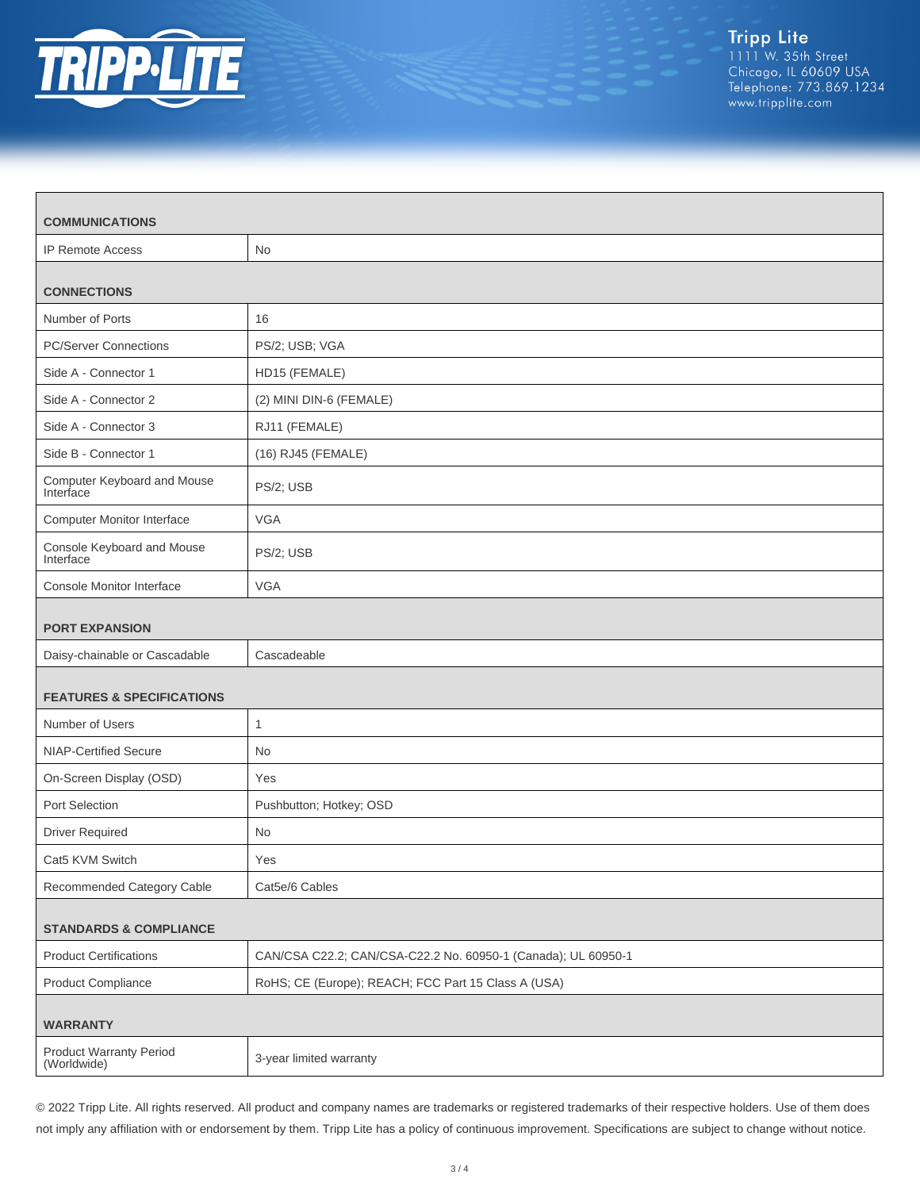Tripp Lite
1111 W. 35th Street
Chicago, IL 60609 USA
Telephone: 773.869.1234
www.tripplite.com

| **COMMUNICATIONS** | |
|---|---|
| IP Remote Access | No |
| **CONNECTIONS** | |
| Number of Ports | 16 |
| PC/Server Connections | PS/2; USB; VGA |
| Side A - Connector 1 | HD15 (FEMALE) |
| Side A - Connector 2 | (2) MINI DIN-6 (FEMALE) |
| Side A - Connector 3 | RJ11 (FEMALE) |
| Side B - Connector 1 | (16) RJ45 (FEMALE) |
| Computer Keyboard and Mouse Interface | PS/2; USB |
| Computer Monitor Interface | VGA |
| Console Keyboard and Mouse Interface | PS/2; USB |
| Console Monitor Interface | VGA |
| **PORT EXPANSION** | |
| Daisy-chainable or Cascadable | Cascadeable |
| **FEATURES & SPECIFICATIONS** | |
| Number of Users | 1 |
| NIAP-Certified Secure | No |
| On-Screen Display (OSD) | Yes |
| Port Selection | Pushbutton; Hotkey; OSD |
| Driver Required | No |
| Cat5 KVM Switch | Yes |
| Recommended Category Cable | Cat5e/6 Cables |
| **STANDARDS & COMPLIANCE** | |
| Product Certifications | CAN/CSA C22.2; CAN/CSA-C22.2 No. 60950-1 (Canada); UL 60950-1 |
| Product Compliance | RoHS; CE (Europe); REACH; FCC Part 15 Class A (USA) |
| **WARRANTY** | |
| Product Warranty Period (Worldwide) | 3-year limited warranty |

© 2022 Tripp Lite. All rights reserved. All product and company names are trademarks or registered trademarks of their respective holders. Use of them does not imply any affiliation with or endorsement by them. Tripp Lite has a policy of continuous improvement. Specifications are subject to change without notice.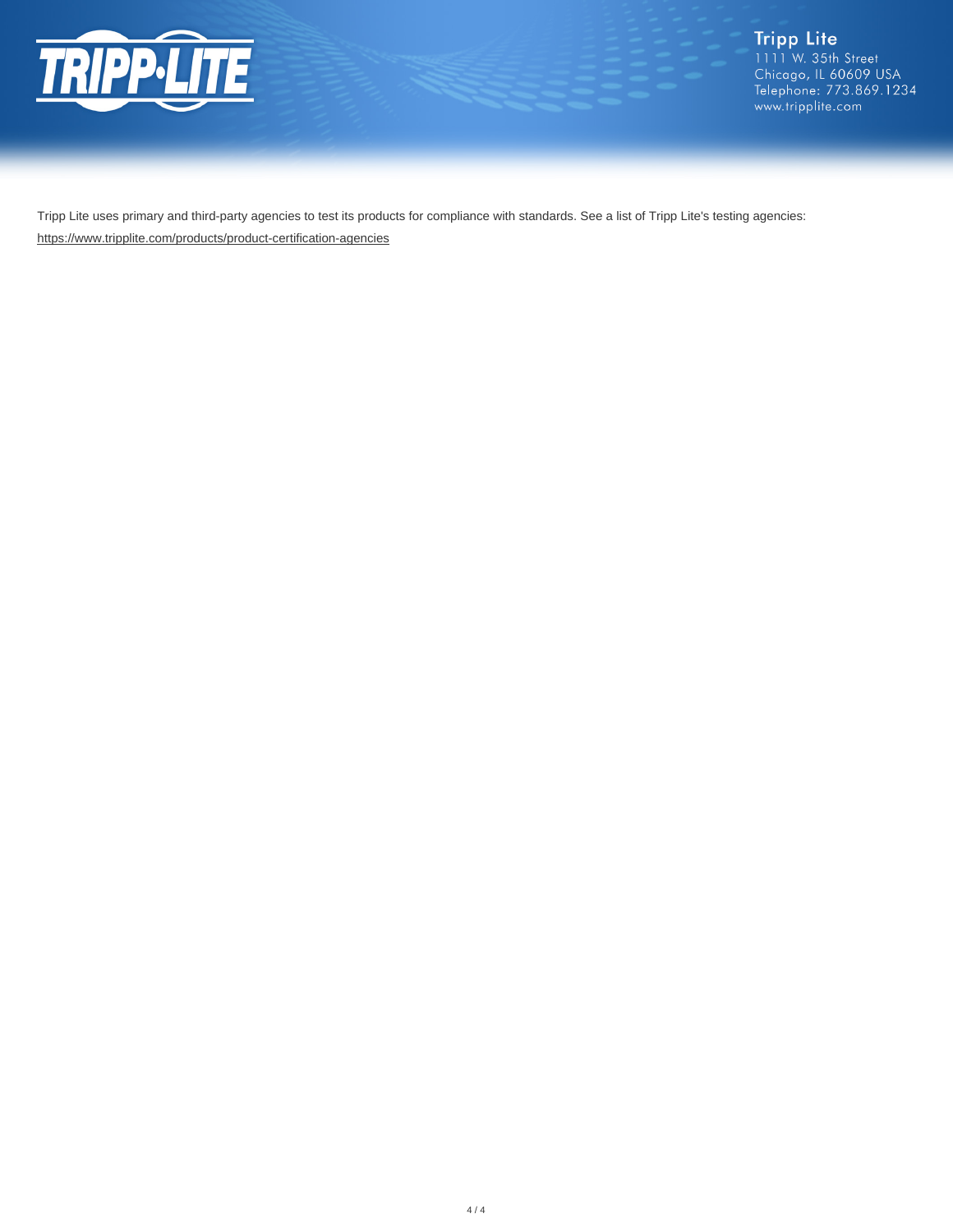Tripp Lite uses primary and third-party agencies to test its products for compliance with standards. See a list of Tripp Lite's testing agencies: https://www.tripplite.com/products/product-certification-agencies